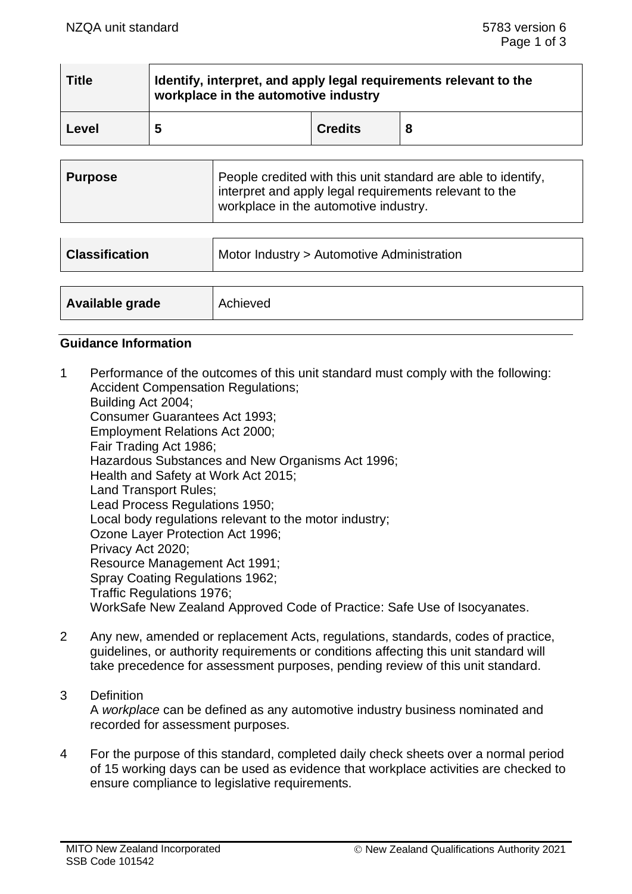| Title | Identify, interpret, and apply legal requirements relevant to the workplace in the automotive industry | | |
|---|---|---|---|
| Level | 5 | Credits | 8 |

| Purpose | People credited with this unit standard are able to identify, interpret and apply legal requirements relevant to the workplace in the automotive industry. |
|---|---|

| Classification | Motor Industry > Automotive Administration |
|---|---|

| Available grade | Achieved |
|---|---|

## Guidance Information

1. Performance of the outcomes of this unit standard must comply with the following:
   Accident Compensation Regulations;
   Building Act 2004;
   Consumer Guarantees Act 1993;
   Employment Relations Act 2000;
   Fair Trading Act 1986;
   Hazardous Substances and New Organisms Act 1996;
   Health and Safety at Work Act 2015;
   Land Transport Rules;
   Lead Process Regulations 1950;
   Local body regulations relevant to the motor industry;
   Ozone Layer Protection Act 1996;
   Privacy Act 2020;
   Resource Management Act 1991;
   Spray Coating Regulations 1962;
   Traffic Regulations 1976;
   WorkSafe New Zealand Approved Code of Practice: Safe Use of Isocyanates.

2. Any new, amended or replacement Acts, regulations, standards, codes of practice, guidelines, or authority requirements or conditions affecting this unit standard will take precedence for assessment purposes, pending review of this unit standard.

3. Definition
   A *workplace* can be defined as any automotive industry business nominated and recorded for assessment purposes.

4. For the purpose of this standard, completed daily check sheets over a normal period of 15 working days can be used as evidence that workplace activities are checked to ensure compliance to legislative requirements.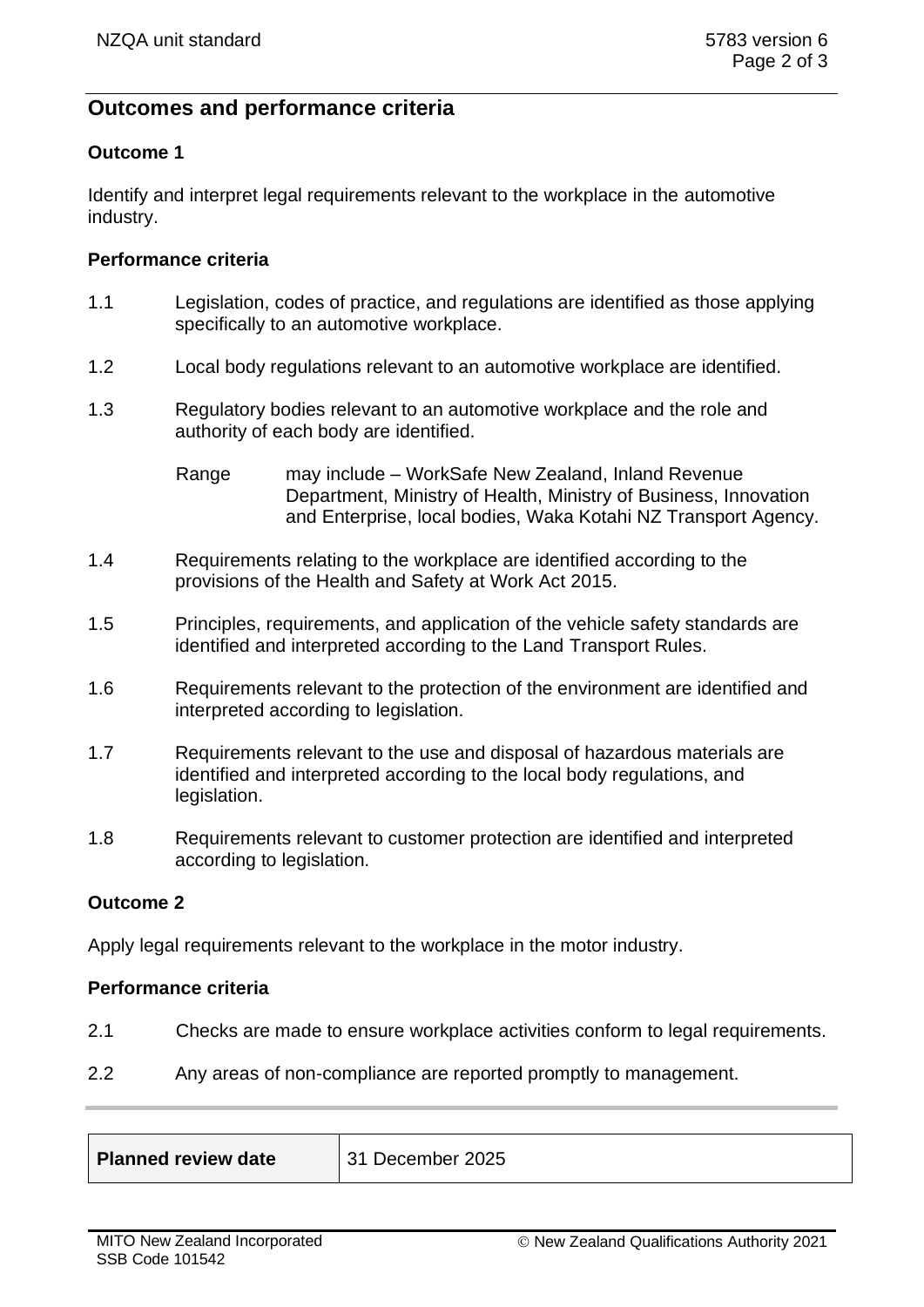## Outcomes and performance criteria

### Outcome 1

Identify and interpret legal requirements relevant to the workplace in the automotive industry.

#### Performance criteria

1.1 Legislation, codes of practice, and regulations are identified as those applying specifically to an automotive workplace.

1.2 Local body regulations relevant to an automotive workplace are identified.

1.3 Regulatory bodies relevant to an automotive workplace and the role and authority of each body are identified.

Range: may include – WorkSafe New Zealand, Inland Revenue Department, Ministry of Health, Ministry of Business, Innovation and Enterprise, local bodies, Waka Kotahi NZ Transport Agency.

1.4 Requirements relating to the workplace are identified according to the provisions of the Health and Safety at Work Act 2015.

1.5 Principles, requirements, and application of the vehicle safety standards are identified and interpreted according to the Land Transport Rules.

1.6 Requirements relevant to the protection of the environment are identified and interpreted according to legislation.

1.7 Requirements relevant to the use and disposal of hazardous materials are identified and interpreted according to the local body regulations, and legislation.

1.8 Requirements relevant to customer protection are identified and interpreted according to legislation.

### Outcome 2

Apply legal requirements relevant to the workplace in the motor industry.

#### Performance criteria

2.1 Checks are made to ensure workplace activities conform to legal requirements.

2.2 Any areas of non-compliance are reported promptly to management.

| **Planned review date** | 31 December 2025 |
|---|---|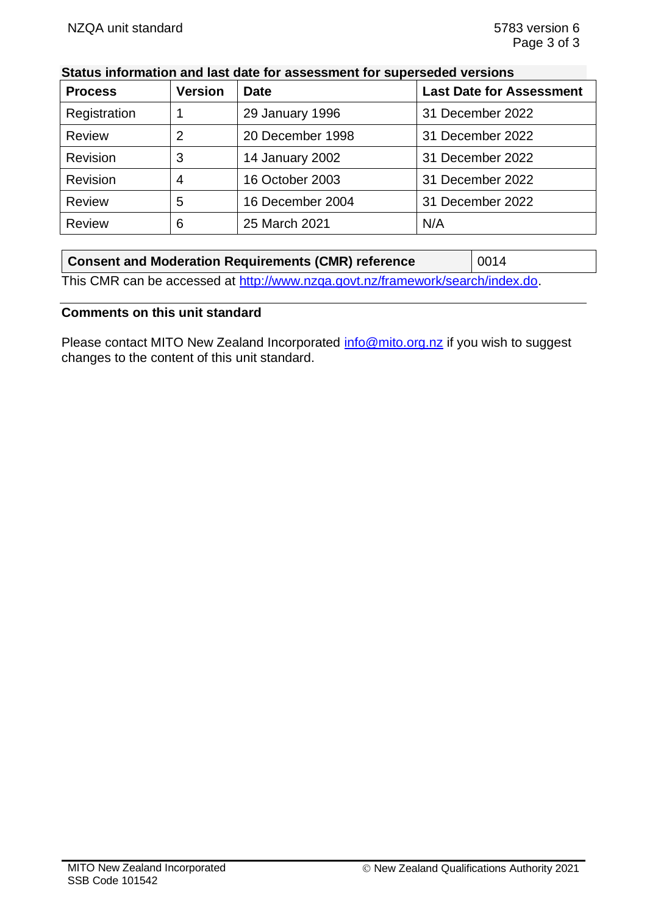**Status information and last date for assessment for superseded versions**

| Process | Version | Date | Last Date for Assessment |
|---|---|---|---|
| Registration | 1 | 29 January 1996 | 31 December 2022 |
| Review | 2 | 20 December 1998 | 31 December 2022 |
| Revision | 3 | 14 January 2002 | 31 December 2022 |
| Revision | 4 | 16 October 2003 | 31 December 2022 |
| Review | 5 | 16 December 2004 | 31 December 2022 |
| Review | 6 | 25 March 2021 | N/A |

| Consent and Moderation Requirements (CMR) reference | 0014 |
|---|---|

This CMR can be accessed at http://www.nzqa.govt.nz/framework/search/index.do.

## Comments on this unit standard

Please contact MITO New Zealand Incorporated info@mito.org.nz if you wish to suggest changes to the content of this unit standard.